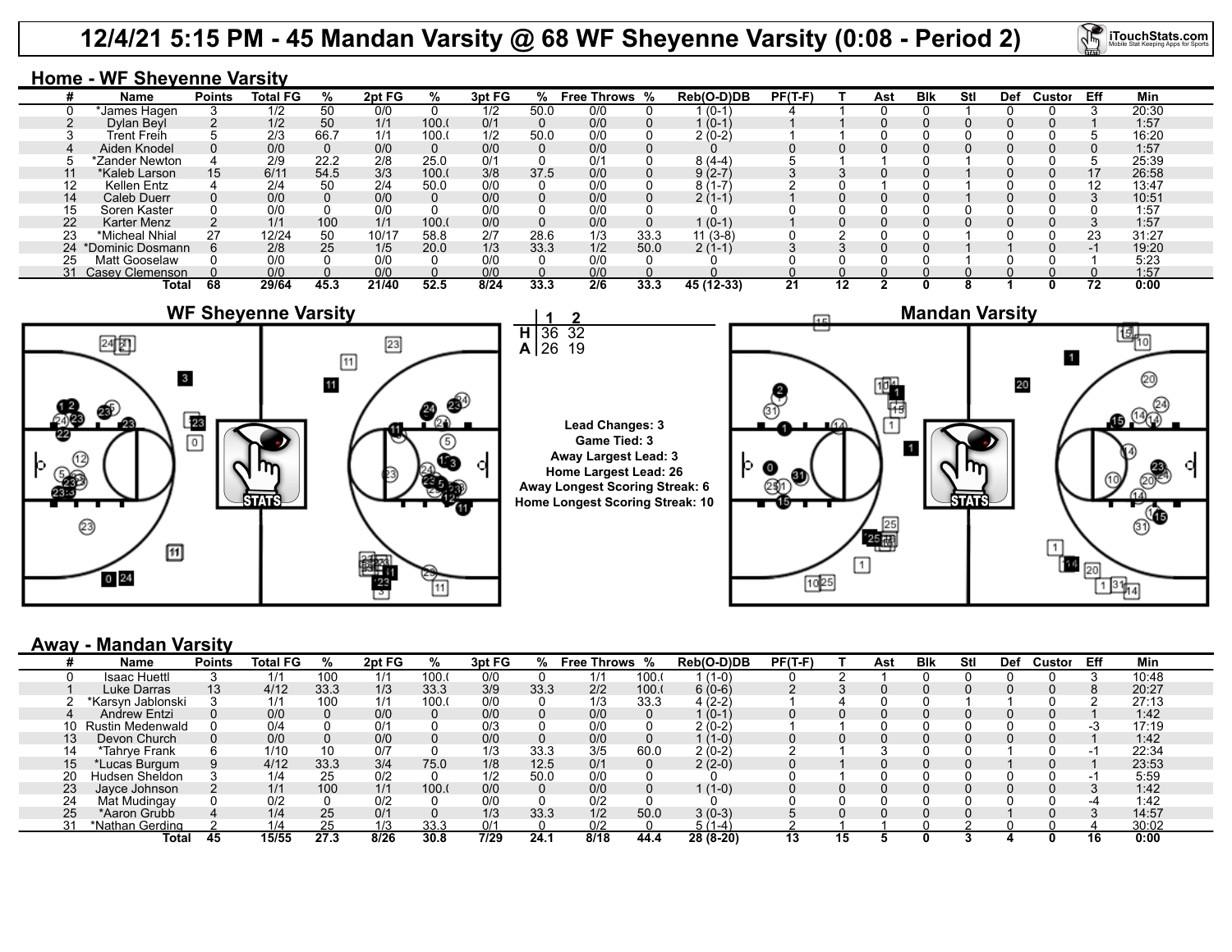# 12/4/21 5:15 PM - 45 Mandan Varsity @ 68 WF Sheyenne Varsity (0:08 - Period 2)

## Home - WF Sheyenne Varsity

| # | Name | Points | Total FG | % | 2pt FG | % | 3pt FG | % | Free Throws | % | Reb(O-D)DB | PF(T-F) | T | Ast | Blk | Stl | Def | Custor | Eff | Min |
|---|---|---|---|---|---|---|---|---|---|---|---|---|---|---|---|---|---|---|---|---|
| 0 | *James Hagen | 3 | 1/2 | 50 | 0/0 | 0 | 1/2 | 50.0 | 0/0 | 0 | 1 (0-1) | 4 | 1 | 0 | 0 | 1 | 0 | 0 | 3 | 20:30 |
| 2 | Dylan Beyl | 2 | 1/2 | 50 | 1/1 | 100.( | 0/1 | 0 | 0/0 | 0 | 1 (0-1) | 1 | 1 | 0 | 0 | 0 | 0 | 0 | 1 | 1:57 |
| 3 | Trent Freih | 5 | 2/3 | 66.7 | 1/1 | 100.( | 1/2 | 50.0 | 0/0 | 0 | 2 (0-2) | 1 | 1 | 0 | 0 | 0 | 0 | 0 | 5 | 16:20 |
| 4 | Aiden Knodel | 0 | 0/0 | 0 | 0/0 | 0 | 0/0 | 0 | 0/0 | 0 | 0 | 0 | 0 | 0 | 0 | 0 | 0 | 0 | 0 | 1:57 |
| 5 | *Zander Newton | 4 | 2/9 | 22.2 | 2/8 | 25.0 | 0/1 | 0 | 0/1 | 0 | 8 (4-4) | 5 | 1 | 1 | 0 | 1 | 0 | 0 | 5 | 25:39 |
| 11 | *Kaleb Larson | 15 | 6/11 | 54.5 | 3/3 | 100.( | 3/8 | 37.5 | 0/0 | 0 | 9 (2-7) | 3 | 3 | 0 | 0 | 1 | 0 | 0 | 17 | 26:58 |
| 12 | Kellen Entz | 4 | 2/4 | 50 | 2/4 | 50.0 | 0/0 | 0 | 0/0 | 0 | 8 (1-7) | 2 | 0 | 1 | 0 | 1 | 0 | 0 | 12 | 13:47 |
| 14 | Caleb Duerr | 0 | 0/0 | 0 | 0/0 | 0 | 0/0 | 0 | 0/0 | 0 | 2 (1-1) | 1 | 0 | 0 | 0 | 1 | 0 | 0 | 3 | 10:51 |
| 15 | Soren Kaster | 0 | 0/0 | 0 | 0/0 | 0 | 0/0 | 0 | 0/0 | 0 | 0 | 0 | 0 | 0 | 0 | 0 | 0 | 0 | 0 | 1:57 |
| 22 | Karter Menz | 2 | 1/1 | 100 | 1/1 | 100.( | 0/0 | 0 | 0/0 | 0 | 1 (0-1) | 1 | 0 | 0 | 0 | 0 | 0 | 0 | 3 | 1:57 |
| 23 | *Micheal Nhial | 27 | 12/24 | 50 | 10/17 | 58.8 | 2/7 | 28.6 | 1/3 | 33.3 | 11 (3-8) | 0 | 2 | 0 | 0 | 1 | 0 | 0 | 23 | 31:27 |
| 24 | *Dominic Dosmann | 6 | 2/8 | 25 | 1/5 | 20.0 | 1/3 | 33.3 | 1/2 | 50.0 | 2 (1-1) | 3 | 3 | 0 | 0 | 1 | 1 | 0 | -1 | 19:20 |
| 25 | Matt Gooselaw | 0 | 0/0 | 0 | 0/0 | 0 | 0/0 | 0 | 0/0 | 0 | 0 | 0 | 0 | 0 | 0 | 1 | 0 | 0 | 1 | 5:23 |
| 31 | Casey Clemenson | 0 | 0/0 | 0 | 0/0 | 0 | 0/0 | 0 | 0/0 | 0 | 0 | 0 | 0 | 0 | 0 | 0 | 0 | 0 | 0 | 1:57 |
| | Total | 68 | 29/64 | 45.3 | 21/40 | 52.5 | 8/24 | 33.3 | 2/6 | 33.3 | 45 (12-33) | 21 | 12 | 2 | 0 | 8 | 1 | 0 | 72 | 0:00 |

| | 1 | 2 |
|---|---|---|
| H | 36 | 32 |
| A | 26 | 19 |

Lead Changes: 3
Game Tied: 3
Away Largest Lead: 3
Home Largest Lead: 26
Away Longest Scoring Streak: 6
Home Longest Scoring Streak: 10

## Away - Mandan Varsity

| # | Name | Points | Total FG | % | 2pt FG | % | 3pt FG | % | Free Throws | % | Reb(O-D)DB | PF(T-F) | T | Ast | Blk | Stl | Def | Custor | Eff | Min |
|---|---|---|---|---|---|---|---|---|---|---|---|---|---|---|---|---|---|---|---|---|
| 0 | Isaac Huettl | 3 | 1/1 | 100 | 1/1 | 100.( | 0/0 | 0 | 1/1 | 100.( | 1 (1-0) | 0 | 2 | 1 | 0 | 0 | 0 | 0 | 3 | 10:48 |
| 1 | Luke Darras | 13 | 4/12 | 33.3 | 1/3 | 33.3 | 3/9 | 33.3 | 2/2 | 100.( | 6 (0-6) | 2 | 3 | 0 | 0 | 0 | 0 | 0 | 8 | 20:27 |
| 2 | *Karsyn Jablonski | 3 | 1/1 | 100 | 1/1 | 100.( | 0/0 | 0 | 1/3 | 33.3 | 4 (2-2) | 1 | 4 | 0 | 0 | 1 | 1 | 0 | 2 | 27:13 |
| 4 | Andrew Entzi | 0 | 0/0 | 0 | 0/0 | 0 | 0/0 | 0 | 0/0 | 0 | 1 (0-1) | 0 | 0 | 0 | 0 | 0 | 0 | 0 | 1 | 1:42 |
| 10 | Rustin Medenwald | 0 | 0/4 | 0 | 0/1 | 0 | 0/3 | 0 | 0/0 | 0 | 2 (0-2) | 1 | 1 | 0 | 0 | 0 | 0 | 0 | -3 | 17:19 |
| 13 | Devon Church | 0 | 0/0 | 0 | 0/0 | 0 | 0/0 | 0 | 0/0 | 0 | 1 (1-0) | 0 | 0 | 0 | 0 | 0 | 0 | 0 | 1 | 1:42 |
| 14 | *Tahrye Frank | 6 | 1/10 | 10 | 0/7 | 0 | 1/3 | 33.3 | 3/5 | 60.0 | 2 (0-2) | 2 | 1 | 3 | 0 | 0 | 1 | 0 | -1 | 22:34 |
| 15 | *Lucas Burgum | 9 | 4/12 | 33.3 | 3/4 | 75.0 | 1/8 | 12.5 | 0/1 | 0 | 2 (2-0) | 0 | 1 | 0 | 0 | 0 | 1 | 0 | 1 | 23:53 |
| 20 | Hudsen Sheldon | 3 | 1/4 | 25 | 0/2 | 0 | 1/2 | 50.0 | 0/0 | 0 | 0 | 0 | 1 | 0 | 0 | 0 | 0 | 0 | -1 | 5:59 |
| 23 | Jayce Johnson | 2 | 1/1 | 100 | 1/1 | 100.( | 0/0 | 0 | 0/0 | 0 | 1 (1-0) | 0 | 0 | 0 | 0 | 0 | 0 | 0 | 3 | 1:42 |
| 24 | Mat Mudingay | 0 | 0/2 | 0 | 0/2 | 0 | 0/0 | 0 | 0/2 | 0 | 0 | 0 | 0 | 0 | 0 | 0 | 0 | 0 | -4 | 1:42 |
| 25 | *Aaron Grubb | 4 | 1/4 | 25 | 0/1 | 0 | 1/3 | 33.3 | 1/2 | 50.0 | 3 (0-3) | 5 | 0 | 0 | 0 | 0 | 1 | 0 | 3 | 14:57 |
| 31 | *Nathan Gerding | 2 | 1/4 | 25 | 1/3 | 33.3 | 0/1 | 0 | 0/2 | 0 | 5 (1-4) | 2 | 1 | 1 | 0 | 2 | 0 | 0 | 4 | 30:02 |
| | Total | 45 | 15/55 | 27.3 | 8/26 | 30.8 | 7/29 | 24.1 | 8/18 | 44.4 | 28 (8-20) | 13 | 15 | 5 | 0 | 3 | 4 | 0 | 16 | 0:00 |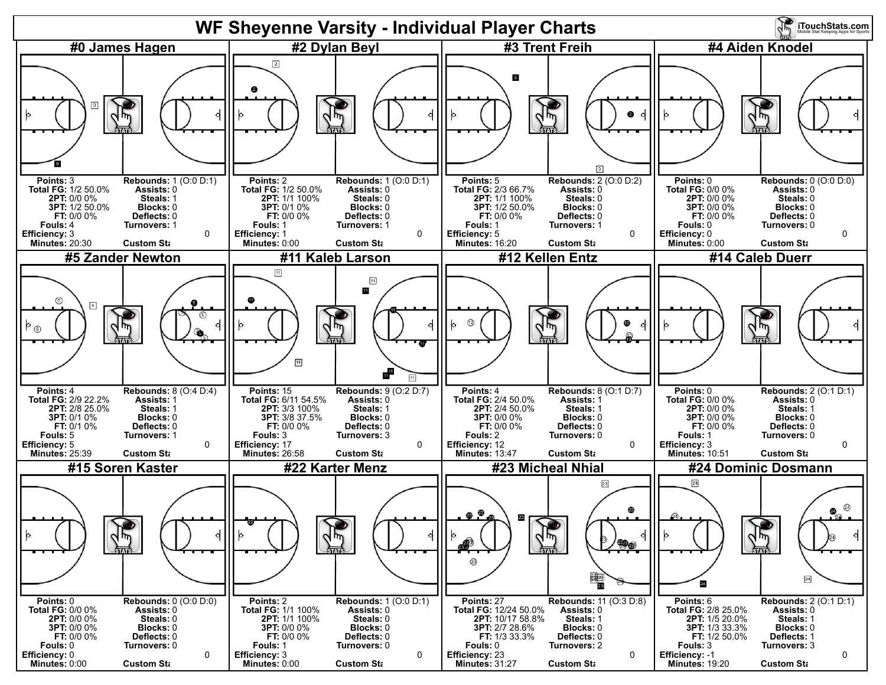# WF Sheyenne Varsity - Individual Player Charts

## #0 James Hagen

| | | | |
|---|---|---|---|
| **Points:** | 3 | **Rebounds:** | 1 (O:0 D:1) |
| **Total FG:** | 1/2 50.0% | **Assists:** | 0 |
| **2PT:** | 0/0 0% | **Steals:** | 1 |
| **3PT:** | 1/2 50.0% | **Blocks:** | 0 |
| **FT:** | 0/0 0% | **Deflects:** | 0 |
| **Fouls:** | 4 | **Turnovers:** | 1 |
| **Efficiency:** | 3 | | 0 |
| **Minutes:** | 20:30 | **Custom Sta** | |

## #2 Dylan Beyl

| | | | |
|---|---|---|---|
| **Points:** | 2 | **Rebounds:** | 1 (O:0 D:1) |
| **Total FG:** | 1/2 50.0% | **Assists:** | 0 |
| **2PT:** | 1/1 100% | **Steals:** | 0 |
| **3PT:** | 0/1 0% | **Blocks:** | 0 |
| **FT:** | 0/0 0% | **Deflects:** | 0 |
| **Fouls:** | 1 | **Turnovers:** | 1 |
| **Efficiency:** | 1 | | 0 |
| **Minutes:** | 0:00 | **Custom Sta** | |

## #3 Trent Freih

| | | | |
|---|---|---|---|
| **Points:** | 5 | **Rebounds:** | 2 (O:0 D:2) |
| **Total FG:** | 2/3 66.7% | **Assists:** | 0 |
| **2PT:** | 1/1 100% | **Steals:** | 0 |
| **3PT:** | 1/2 50.0% | **Blocks:** | 0 |
| **FT:** | 0/0 0% | **Deflects:** | 0 |
| **Fouls:** | 1 | **Turnovers:** | 1 |
| **Efficiency:** | 5 | | 0 |
| **Minutes:** | 16:20 | **Custom Sta** | |

## #4 Aiden Knodel

| | | | |
|---|---|---|---|
| **Points:** | 0 | **Rebounds:** | 0 (O:0 D:0) |
| **Total FG:** | 0/0 0% | **Assists:** | 0 |
| **2PT:** | 0/0 0% | **Steals:** | 0 |
| **3PT:** | 0/0 0% | **Blocks:** | 0 |
| **FT:** | 0/0 0% | **Deflects:** | 0 |
| **Fouls:** | 0 | **Turnovers:** | 0 |
| **Efficiency:** | 0 | | 0 |
| **Minutes:** | 0:00 | **Custom Sta** | |

## #5 Zander Newton

| | | | |
|---|---|---|---|
| **Points:** | 4 | **Rebounds:** | 8 (O:4 D:4) |
| **Total FG:** | 2/9 22.2% | **Assists:** | 1 |
| **2PT:** | 2/8 25.0% | **Steals:** | 1 |
| **3PT:** | 0/1 0% | **Blocks:** | 0 |
| **FT:** | 0/1 0% | **Deflects:** | 0 |
| **Fouls:** | 5 | **Turnovers:** | 1 |
| **Efficiency:** | 5 | | 0 |
| **Minutes:** | 25:39 | **Custom Sta** | |

## #11 Kaleb Larson

| | | | |
|---|---|---|---|
| **Points:** | 15 | **Rebounds:** | 9 (O:2 D:7) |
| **Total FG:** | 6/11 54.5% | **Assists:** | 0 |
| **2PT:** | 3/3 100% | **Steals:** | 1 |
| **3PT:** | 3/8 37.5% | **Blocks:** | 0 |
| **FT:** | 0/0 0% | **Deflects:** | 0 |
| **Fouls:** | 3 | **Turnovers:** | 3 |
| **Efficiency:** | 17 | | 0 |
| **Minutes:** | 26:58 | **Custom Sta** | |

## #12 Kellen Entz

| | | | |
|---|---|---|---|
| **Points:** | 4 | **Rebounds:** | 8 (O:1 D:7) |
| **Total FG:** | 2/4 50.0% | **Assists:** | 1 |
| **2PT:** | 2/4 50.0% | **Steals:** | 1 |
| **3PT:** | 0/0 0% | **Blocks:** | 0 |
| **FT:** | 0/0 0% | **Deflects:** | 0 |
| **Fouls:** | 2 | **Turnovers:** | 0 |
| **Efficiency:** | 12 | | 0 |
| **Minutes:** | 13:47 | **Custom Sta** | |

## #14 Caleb Duerr

| | | | |
|---|---|---|---|
| **Points:** | 0 | **Rebounds:** | 2 (O:1 D:1) |
| **Total FG:** | 0/0 0% | **Assists:** | 0 |
| **2PT:** | 0/0 0% | **Steals:** | 1 |
| **3PT:** | 0/0 0% | **Blocks:** | 0 |
| **FT:** | 0/0 0% | **Deflects:** | 0 |
| **Fouls:** | 1 | **Turnovers:** | 0 |
| **Efficiency:** | 3 | | 0 |
| **Minutes:** | 10:51 | **Custom Sta** | |

## #15 Soren Kaster

| | | | |
|---|---|---|---|
| **Points:** | 0 | **Rebounds:** | 0 (O:0 D:0) |
| **Total FG:** | 0/0 0% | **Assists:** | 0 |
| **2PT:** | 0/0 0% | **Steals:** | 0 |
| **3PT:** | 0/0 0% | **Blocks:** | 0 |
| **FT:** | 0/0 0% | **Deflects:** | 0 |
| **Fouls:** | 0 | **Turnovers:** | 0 |
| **Efficiency:** | 0 | | 0 |
| **Minutes:** | 0:00 | **Custom Sta** | |

## #22 Karter Menz

| | | | |
|---|---|---|---|
| **Points:** | 2 | **Rebounds:** | 1 (O:0 D:1) |
| **Total FG:** | 1/1 100% | **Assists:** | 0 |
| **2PT:** | 1/1 100% | **Steals:** | 0 |
| **3PT:** | 0/0 0% | **Blocks:** | 0 |
| **FT:** | 0/0 0% | **Deflects:** | 0 |
| **Fouls:** | 1 | **Turnovers:** | 0 |
| **Efficiency:** | 3 | | 0 |
| **Minutes:** | 0:00 | **Custom Sta** | |

## #23 Micheal Nhial

| | | | |
|---|---|---|---|
| **Points:** | 27 | **Rebounds:** | 11 (O:3 D:8) |
| **Total FG:** | 12/24 50.0% | **Assists:** | 0 |
| **2PT:** | 10/17 58.8% | **Steals:** | 1 |
| **3PT:** | 2/7 28.6% | **Blocks:** | 0 |
| **FT:** | 1/3 33.3% | **Deflects:** | 0 |
| **Fouls:** | 0 | **Turnovers:** | 2 |
| **Efficiency:** | 23 | | 0 |
| **Minutes:** | 31:27 | **Custom Sta** | |

## #24 Dominic Dosmann

| | | | |
|---|---|---|---|
| **Points:** | 6 | **Rebounds:** | 2 (O:1 D:1) |
| **Total FG:** | 2/8 25.0% | **Assists:** | 0 |
| **2PT:** | 1/5 20.0% | **Steals:** | 0 |
| **3PT:** | 1/3 33.3% | **Blocks:** | 0 |
| **FT:** | 1/2 50.0% | **Deflects:** | 1 |
| **Fouls:** | 3 | **Turnovers:** | 3 |
| **Efficiency:** | -1 | | 0 |
| **Minutes:** | 19:20 | **Custom Sta** | |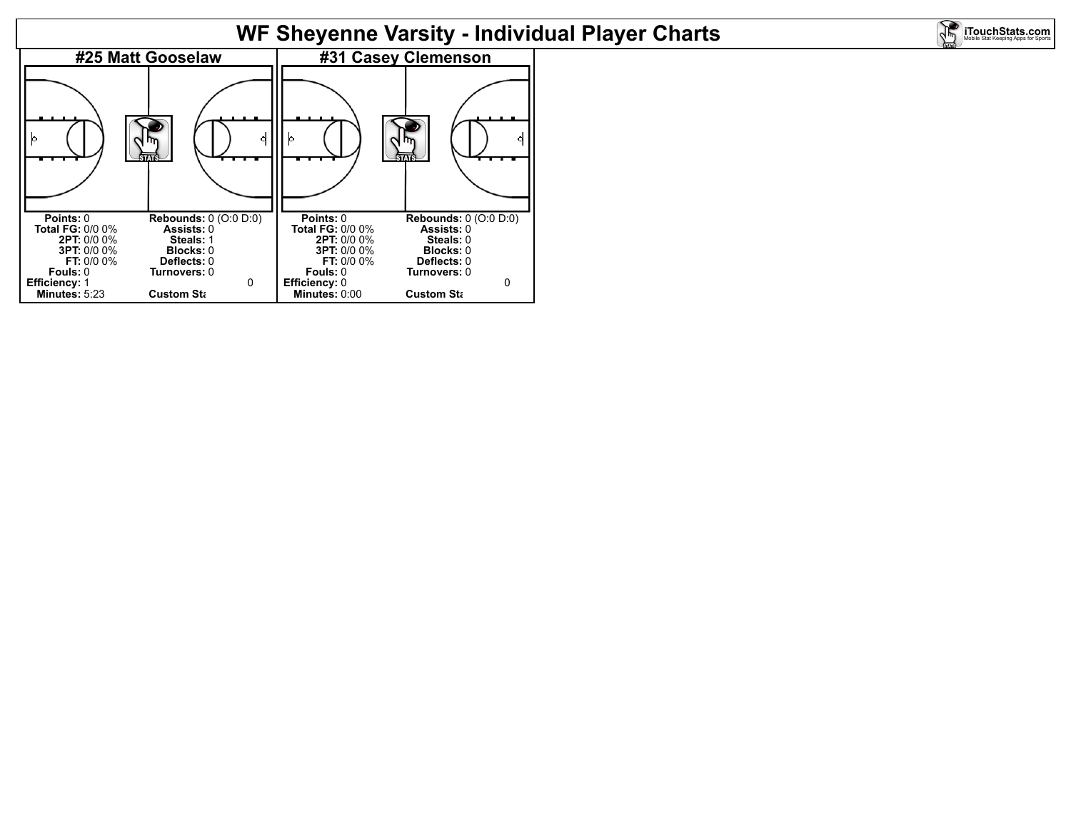# WF Sheyenne Varsity - Individual Player Charts

## #25 Matt Gooselaw

| | | | |
|---|---|---|---|
| **Points:** | 0 | **Rebounds:** | 0 (O:0 D:0) |
| **Total FG:** | 0/0 0% | **Assists:** | 0 |
| **2PT:** | 0/0 0% | **Steals:** | 1 |
| **3PT:** | 0/0 0% | **Blocks:** | 0 |
| **FT:** | 0/0 0% | **Deflects:** | 0 |
| **Fouls:** | 0 | **Turnovers:** | 0 |
| **Efficiency:** | 1 | | 0 |
| **Minutes:** | 5:23 | **Custom Sta** | |

## #31 Casey Clemenson

| | | | |
|---|---|---|---|
| **Points:** | 0 | **Rebounds:** | 0 (O:0 D:0) |
| **Total FG:** | 0/0 0% | **Assists:** | 0 |
| **2PT:** | 0/0 0% | **Steals:** | 0 |
| **3PT:** | 0/0 0% | **Blocks:** | 0 |
| **FT:** | 0/0 0% | **Deflects:** | 0 |
| **Fouls:** | 0 | **Turnovers:** | 0 |
| **Efficiency:** | 0 | | 0 |
| **Minutes:** | 0:00 | **Custom Sta** | |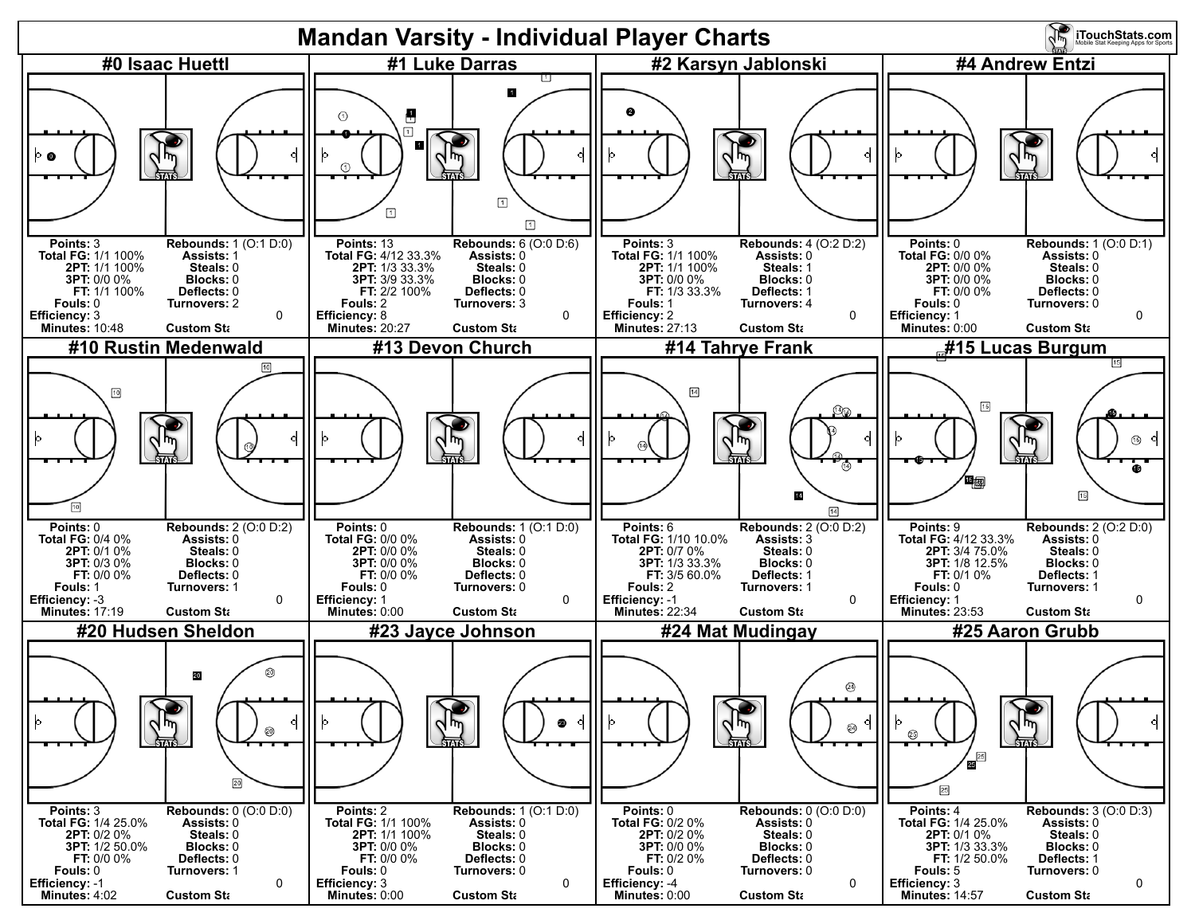# Mandan Varsity - Individual Player Charts

## #0 Isaac Huettl

**Points:** 3
**Total FG:** 1/1 100%
**2PT:** 1/1 100%
**3PT:** 0/0 0%
**FT:** 1/1 100%
**Fouls:** 0
**Efficiency:** 3
**Minutes:** 10:48

**Rebounds:** 1 (O:1 D:0)
**Assists:** 1
**Steals:** 0
**Blocks:** 0
**Deflects:** 0
**Turnovers:** 2
0
**Custom Sta**

## #1 Luke Darras

**Points:** 13
**Total FG:** 4/12 33.3%
**2PT:** 1/3 33.3%
**3PT:** 3/9 33.3%
**FT:** 2/2 100%
**Fouls:** 2
**Efficiency:** 8
**Minutes:** 20:27

**Rebounds:** 6 (O:0 D:6)
**Assists:** 0
**Steals:** 0
**Blocks:** 0
**Deflects:** 0
**Turnovers:** 3
0
**Custom Sta**

## #2 Karsyn Jablonski

**Points:** 3
**Total FG:** 1/1 100%
**2PT:** 1/1 100%
**3PT:** 0/0 0%
**FT:** 1/3 33.3%
**Fouls:** 1
**Efficiency:** 2
**Minutes:** 27:13

**Rebounds:** 4 (O:2 D:2)
**Assists:** 0
**Steals:** 1
**Blocks:** 0
**Deflects:** 1
**Turnovers:** 4
0
**Custom Sta**

## #4 Andrew Entzi

**Points:** 0
**Total FG:** 0/0 0%
**2PT:** 0/0 0%
**3PT:** 0/0 0%
**FT:** 0/0 0%
**Fouls:** 0
**Efficiency:** 1
**Minutes:** 0:00

**Rebounds:** 1 (O:0 D:1)
**Assists:** 0
**Steals:** 0
**Blocks:** 0
**Deflects:** 0
**Turnovers:** 0
0
**Custom Sta**

## #10 Rustin Medenwald

**Points:** 0
**Total FG:** 0/4 0%
**2PT:** 0/1 0%
**3PT:** 0/3 0%
**FT:** 0/0 0%
**Fouls:** 1
**Efficiency:** -3
**Minutes:** 17:19

**Rebounds:** 2 (O:0 D:2)
**Assists:** 0
**Steals:** 0
**Blocks:** 0
**Deflects:** 0
**Turnovers:** 1
0
**Custom Sta**

## #13 Devon Church

**Points:** 0
**Total FG:** 0/0 0%
**2PT:** 0/0 0%
**3PT:** 0/0 0%
**FT:** 0/0 0%
**Fouls:** 0
**Efficiency:** 1
**Minutes:** 0:00

**Rebounds:** 1 (O:1 D:0)
**Assists:** 0
**Steals:** 0
**Blocks:** 0
**Deflects:** 0
**Turnovers:** 0
0
**Custom Sta**

## #14 Tahrye Frank

**Points:** 6
**Total FG:** 1/10 10.0%
**2PT:** 0/7 0%
**3PT:** 1/3 33.3%
**FT:** 3/5 60.0%
**Fouls:** 2
**Efficiency:** -1
**Minutes:** 22:34

**Rebounds:** 2 (O:0 D:2)
**Assists:** 3
**Steals:** 0
**Blocks:** 0
**Deflects:** 1
**Turnovers:** 1
0
**Custom Sta**

## #15 Lucas Burgum

**Points:** 9
**Total FG:** 4/12 33.3%
**2PT:** 3/4 75.0%
**3PT:** 1/8 12.5%
**FT:** 0/1 0%
**Fouls:** 0
**Efficiency:** 1
**Minutes:** 23:53

**Rebounds:** 2 (O:2 D:0)
**Assists:** 0
**Steals:** 0
**Blocks:** 0
**Deflects:** 1
**Turnovers:** 1
0
**Custom Sta**

## #20 Hudsen Sheldon

**Points:** 3
**Total FG:** 1/4 25.0%
**2PT:** 0/2 0%
**3PT:** 1/2 50.0%
**FT:** 0/0 0%
**Fouls:** 0
**Efficiency:** -1
**Minutes:** 4:02

**Rebounds:** 0 (O:0 D:0)
**Assists:** 0
**Steals:** 0
**Blocks:** 0
**Deflects:** 0
**Turnovers:** 1
0
**Custom Sta**

## #23 Jayce Johnson

**Points:** 2
**Total FG:** 1/1 100%
**2PT:** 1/1 100%
**3PT:** 0/0 0%
**FT:** 0/0 0%
**Fouls:** 0
**Efficiency:** 3
**Minutes:** 0:00

**Rebounds:** 1 (O:1 D:0)
**Assists:** 0
**Steals:** 0
**Blocks:** 0
**Deflects:** 0
**Turnovers:** 0
0
**Custom Sta**

## #24 Mat Mudingay

**Points:** 0
**Total FG:** 0/2 0%
**2PT:** 0/2 0%
**3PT:** 0/0 0%
**FT:** 0/2 0%
**Fouls:** 0
**Efficiency:** -4
**Minutes:** 0:00

**Rebounds:** 0 (O:0 D:0)
**Assists:** 0
**Steals:** 0
**Blocks:** 0
**Deflects:** 0
**Turnovers:** 0
0
**Custom Sta**

## #25 Aaron Grubb

**Points:** 4
**Total FG:** 1/4 25.0%
**2PT:** 0/1 0%
**3PT:** 1/3 33.3%
**FT:** 1/2 50.0%
**Fouls:** 5
**Efficiency:** 3
**Minutes:** 14:57

**Rebounds:** 3 (O:0 D:3)
**Assists:** 0
**Steals:** 0
**Blocks:** 0
**Deflects:** 1
**Turnovers:** 0
0
**Custom Sta**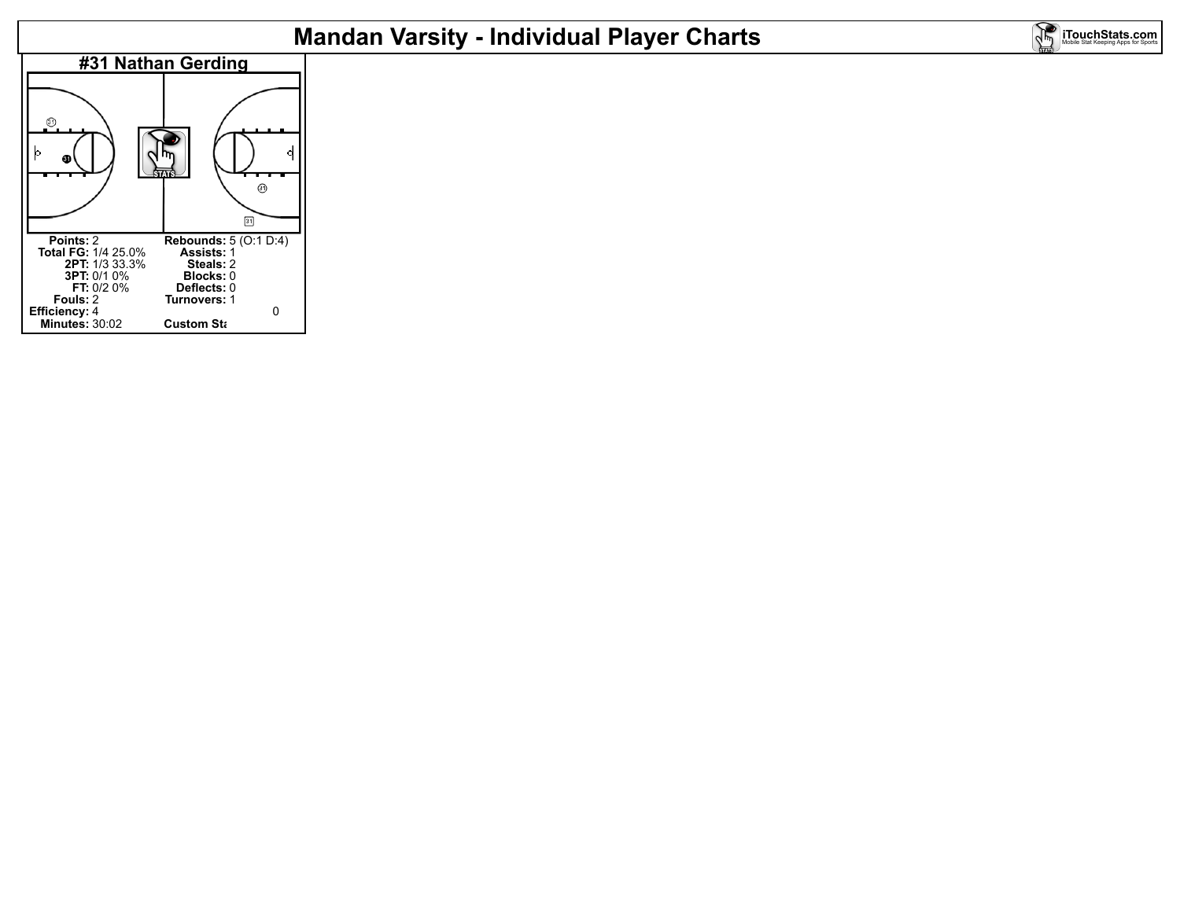# Mandan Varsity - Individual Player Charts

## #31 Nathan Gerding

| | | | |
|---|---|---|---|
| **Points:** | 2 | **Rebounds:** | 5 (O:1 D:4) |
| **Total FG:** | 1/4 25.0% | **Assists:** | 1 |
| **2PT:** | 1/3 33.3% | **Steals:** | 2 |
| **3PT:** | 0/1 0% | **Blocks:** | 0 |
| **FT:** | 0/2 0% | **Deflects:** | 0 |
| **Fouls:** | 2 | **Turnovers:** | 1 |
| **Efficiency:** | 4 | | 0 |
| **Minutes:** | 30:02 | **Custom Sta** | |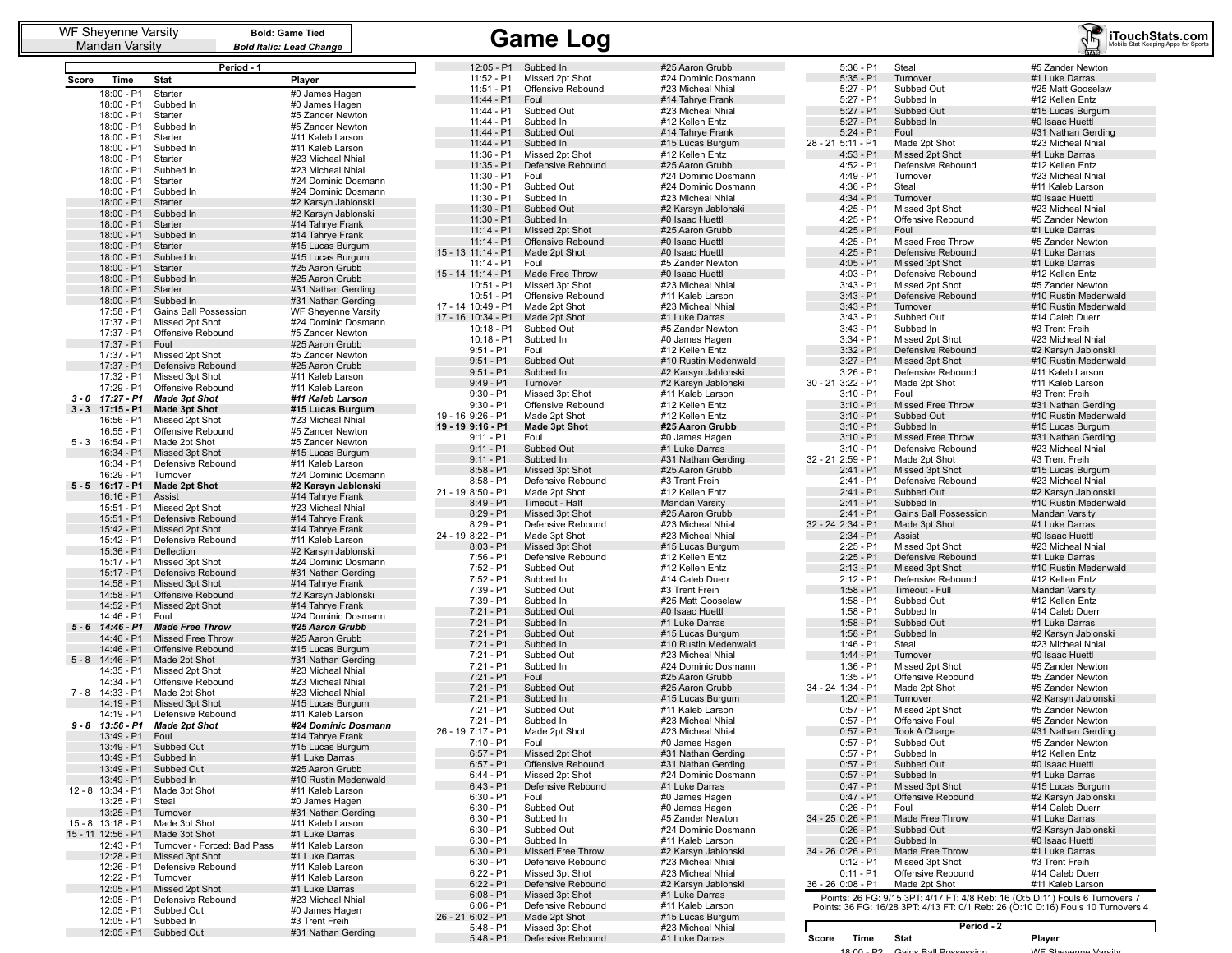WF Sheyenne Varsity | Mandan Varsity

**Bold: Game Tied**
***Bold Italic: Lead Change***

# Game Log

## Period - 1

| Score | Time | Stat | Player |
|---|---|---|---|
| | 18:00 - P1 | Starter | #0 James Hagen |
| | 18:00 - P1 | Subbed In | #0 James Hagen |
| | 18:00 - P1 | Starter | #5 Zander Newton |
| | 18:00 - P1 | Subbed In | #5 Zander Newton |
| | 18:00 - P1 | Starter | #11 Kaleb Larson |
| | 18:00 - P1 | Subbed In | #11 Kaleb Larson |
| | 18:00 - P1 | Starter | #23 Micheal Nhial |
| | 18:00 - P1 | Subbed In | #23 Micheal Nhial |
| | 18:00 - P1 | Starter | #24 Dominic Dosmann |
| | 18:00 - P1 | Subbed In | #24 Dominic Dosmann |
| | 18:00 - P1 | Starter | #2 Karsyn Jablonski |
| | 18:00 - P1 | Subbed In | #2 Karsyn Jablonski |
| | 18:00 - P1 | Starter | #14 Tahrye Frank |
| | 18:00 - P1 | Subbed In | #14 Tahrye Frank |
| | 18:00 - P1 | Starter | #15 Lucas Burgum |
| | 18:00 - P1 | Subbed In | #15 Lucas Burgum |
| | 18:00 - P1 | Starter | #25 Aaron Grubb |
| | 18:00 - P1 | Subbed In | #25 Aaron Grubb |
| | 18:00 - P1 | Starter | #31 Nathan Gerding |
| | 18:00 - P1 | Subbed In | #31 Nathan Gerding |
| | 17:58 - P1 | Gains Ball Possession | WF Sheyenne Varsity |
| | 17:37 - P1 | Missed 2pt Shot | #24 Dominic Dosmann |
| | 17:37 - P1 | Offensive Rebound | #5 Zander Newton |
| | 17:37 - P1 | Foul | #25 Aaron Grubb |
| | 17:37 - P1 | Missed 2pt Shot | #5 Zander Newton |
| | 17:37 - P1 | Defensive Rebound | #25 Aaron Grubb |
| | 17:32 - P1 | Missed 3pt Shot | #11 Kaleb Larson |
| | 17:29 - P1 | Offensive Rebound | #11 Kaleb Larson |
| ***3 - 0*** | ***17:27 - P1*** | ***Made 3pt Shot*** | ***#11 Kaleb Larson*** |
| **3 - 3** | **17:15 - P1** | **Made 3pt Shot** | **#15 Lucas Burgum** |
| | 16:56 - P1 | Missed 2pt Shot | #23 Micheal Nhial |
| | 16:55 - P1 | Offensive Rebound | #5 Zander Newton |
| 5 - 3 | 16:54 - P1 | Made 2pt Shot | #5 Zander Newton |
| | 16:34 - P1 | Missed 3pt Shot | #15 Lucas Burgum |
| | 16:34 - P1 | Defensive Rebound | #11 Kaleb Larson |
| | 16:29 - P1 | Turnover | #24 Dominic Dosmann |
| **5 - 5** | **16:17 - P1** | **Made 2pt Shot** | **#2 Karsyn Jablonski** |
| | 16:16 - P1 | Assist | #14 Tahrye Frank |
| | 15:51 - P1 | Missed 2pt Shot | #23 Micheal Nhial |
| | 15:51 - P1 | Defensive Rebound | #14 Tahrye Frank |
| | 15:42 - P1 | Missed 2pt Shot | #14 Tahrye Frank |
| | 15:42 - P1 | Defensive Rebound | #11 Kaleb Larson |
| | 15:36 - P1 | Deflection | #2 Karsyn Jablonski |
| | 15:17 - P1 | Missed 3pt Shot | #24 Dominic Dosmann |
| | 15:17 - P1 | Defensive Rebound | #31 Nathan Gerding |
| | 14:58 - P1 | Missed 3pt Shot | #14 Tahrye Frank |
| | 14:58 - P1 | Offensive Rebound | #2 Karsyn Jablonski |
| | 14:52 - P1 | Missed 2pt Shot | #14 Tahrye Frank |
| | 14:46 - P1 | Foul | #24 Dominic Dosmann |
| ***5 - 6*** | ***14:46 - P1*** | ***Made Free Throw*** | ***#25 Aaron Grubb*** |
| | 14:46 - P1 | Missed Free Throw | #25 Aaron Grubb |
| | 14:46 - P1 | Offensive Rebound | #15 Lucas Burgum |
| 5 - 8 | 14:46 - P1 | Made 2pt Shot | #31 Nathan Gerding |
| | 14:35 - P1 | Missed 2pt Shot | #23 Micheal Nhial |
| | 14:34 - P1 | Offensive Rebound | #23 Micheal Nhial |
| 7 - 8 | 14:33 - P1 | Made 2pt Shot | #23 Micheal Nhial |
| | 14:19 - P1 | Missed 3pt Shot | #15 Lucas Burgum |
| | 14:19 - P1 | Defensive Rebound | #11 Kaleb Larson |
| ***9 - 8*** | ***13:56 - P1*** | ***Made 2pt Shot*** | ***#24 Dominic Dosmann*** |
| | 13:49 - P1 | Foul | #14 Tahrye Frank |
| | 13:49 - P1 | Subbed Out | #15 Lucas Burgum |
| | 13:49 - P1 | Subbed In | #1 Luke Darras |
| | 13:49 - P1 | Subbed Out | #25 Aaron Grubb |
| | 13:49 - P1 | Subbed In | #10 Rustin Medenwald |
| 12 - 8 | 13:34 - P1 | Made 3pt Shot | #11 Kaleb Larson |
| | 13:25 - P1 | Steal | #0 James Hagen |
| | 13:25 - P1 | Turnover | #31 Nathan Gerding |
| 15 - 8 | 13:18 - P1 | Made 3pt Shot | #11 Kaleb Larson |
| 15 - 11 | 12:56 - P1 | Made 3pt Shot | #1 Luke Darras |
| | 12:43 - P1 | Turnover - Forced: Bad Pass | #11 Kaleb Larson |
| | 12:28 - P1 | Missed 3pt Shot | #1 Luke Darras |
| | 12:26 - P1 | Defensive Rebound | #11 Kaleb Larson |
| | 12:22 - P1 | Turnover | #11 Kaleb Larson |
| | 12:05 - P1 | Missed 2pt Shot | #1 Luke Darras |
| | 12:05 - P1 | Defensive Rebound | #23 Micheal Nhial |
| | 12:05 - P1 | Subbed Out | #0 James Hagen |
| | 12:05 - P1 | Subbed In | #3 Trent Freih |
| | 12:05 - P1 | Subbed Out | #31 Nathan Gerding |
| | 12:05 - P1 | Subbed In | #25 Aaron Grubb |
| | 11:52 - P1 | Missed 2pt Shot | #24 Dominic Dosmann |
| | 11:51 - P1 | Offensive Rebound | #23 Micheal Nhial |
| | 11:44 - P1 | Foul | #14 Tahrye Frank |
| | 11:44 - P1 | Subbed Out | #23 Micheal Nhial |
| | 11:44 - P1 | Subbed In | #12 Kellen Entz |
| | 11:44 - P1 | Subbed Out | #14 Tahrye Frank |
| | 11:44 - P1 | Subbed In | #15 Lucas Burgum |
| | 11:36 - P1 | Missed 2pt Shot | #12 Kellen Entz |
| | 11:35 - P1 | Defensive Rebound | #25 Aaron Grubb |
| | 11:30 - P1 | Foul | #24 Dominic Dosmann |
| | 11:30 - P1 | Subbed Out | #24 Dominic Dosmann |
| | 11:30 - P1 | Subbed In | #23 Micheal Nhial |
| | 11:30 - P1 | Subbed Out | #2 Karsyn Jablonski |
| | 11:30 - P1 | Subbed In | #0 Isaac Huettl |
| | 11:14 - P1 | Missed 2pt Shot | #25 Aaron Grubb |
| | 11:14 - P1 | Offensive Rebound | #0 Isaac Huettl |
| 15 - 13 | 11:14 - P1 | Made 2pt Shot | #0 Isaac Huettl |
| | 11:14 - P1 | Foul | #5 Zander Newton |
| 15 - 14 | 11:14 - P1 | Made Free Throw | #0 Isaac Huettl |
| | 10:51 - P1 | Missed 3pt Shot | #23 Micheal Nhial |
| | 10:51 - P1 | Offensive Rebound | #11 Kaleb Larson |
| 17 - 14 | 10:49 - P1 | Made 2pt Shot | #23 Micheal Nhial |
| 17 - 16 | 10:34 - P1 | Made 2pt Shot | #1 Luke Darras |
| | 10:18 - P1 | Subbed Out | #5 Zander Newton |
| | 10:18 - P1 | Subbed In | #0 James Hagen |
| | 9:51 - P1 | Foul | #12 Kellen Entz |
| | 9:51 - P1 | Subbed Out | #10 Rustin Medenwald |
| | 9:51 - P1 | Subbed In | #2 Karsyn Jablonski |
| | 9:49 - P1 | Turnover | #2 Karsyn Jablonski |
| | 9:30 - P1 | Missed 3pt Shot | #11 Kaleb Larson |
| | 9:30 - P1 | Offensive Rebound | #12 Kellen Entz |
| 19 - 16 | 9:26 - P1 | Made 2pt Shot | #12 Kellen Entz |
| **19 - 19** | **9:16 - P1** | **Made 3pt Shot** | **#25 Aaron Grubb** |
| | 9:11 - P1 | Foul | #0 James Hagen |
| | 9:11 - P1 | Subbed Out | #1 Luke Darras |
| | 9:11 - P1 | Subbed In | #31 Nathan Gerding |
| | 8:58 - P1 | Missed 3pt Shot | #25 Aaron Grubb |
| | 8:58 - P1 | Defensive Rebound | #3 Trent Freih |
| 21 - 19 | 8:50 - P1 | Made 2pt Shot | #12 Kellen Entz |
| | 8:49 - P1 | Timeout - Half | Mandan Varsity |
| | 8:29 - P1 | Missed 3pt Shot | #25 Aaron Grubb |
| | 8:29 - P1 | Defensive Rebound | #23 Micheal Nhial |
| 24 - 19 | 8:22 - P1 | Made 3pt Shot | #23 Micheal Nhial |
| | 8:03 - P1 | Missed 3pt Shot | #15 Lucas Burgum |
| | 7:56 - P1 | Defensive Rebound | #12 Kellen Entz |
| | 7:52 - P1 | Subbed Out | #12 Kellen Entz |
| | 7:52 - P1 | Subbed In | #14 Caleb Duerr |
| | 7:39 - P1 | Subbed Out | #3 Trent Freih |
| | 7:39 - P1 | Subbed In | #25 Matt Gooselaw |
| | 7:21 - P1 | Subbed Out | #0 Isaac Huettl |
| | 7:21 - P1 | Subbed In | #1 Luke Darras |
| | 7:21 - P1 | Subbed Out | #15 Lucas Burgum |
| | 7:21 - P1 | Subbed In | #10 Rustin Medenwald |
| | 7:21 - P1 | Subbed Out | #23 Micheal Nhial |
| | 7:21 - P1 | Subbed In | #24 Dominic Dosmann |
| | 7:21 - P1 | Foul | #25 Aaron Grubb |
| | 7:21 - P1 | Subbed Out | #25 Aaron Grubb |
| | 7:21 - P1 | Subbed In | #15 Lucas Burgum |
| | 7:21 - P1 | Subbed Out | #11 Kaleb Larson |
| | 7:21 - P1 | Subbed In | #23 Micheal Nhial |
| 26 - 19 | 7:17 - P1 | Made 2pt Shot | #23 Micheal Nhial |
| | 7:10 - P1 | Foul | #0 James Hagen |
| | 6:57 - P1 | Missed 2pt Shot | #31 Nathan Gerding |
| | 6:57 - P1 | Offensive Rebound | #31 Nathan Gerding |
| | 6:44 - P1 | Missed 2pt Shot | #24 Dominic Dosmann |
| | 6:43 - P1 | Defensive Rebound | #1 Luke Darras |
| | 6:30 - P1 | Foul | #0 James Hagen |
| | 6:30 - P1 | Subbed Out | #0 James Hagen |
| | 6:30 - P1 | Subbed In | #5 Zander Newton |
| | 6:30 - P1 | Subbed Out | #24 Dominic Dosmann |
| | 6:30 - P1 | Subbed In | #11 Kaleb Larson |
| | 6:30 - P1 | Missed Free Throw | #2 Karsyn Jablonski |
| | 6:30 - P1 | Defensive Rebound | #23 Micheal Nhial |
| | 6:22 - P1 | Missed 3pt Shot | #23 Micheal Nhial |
| | 6:22 - P1 | Defensive Rebound | #2 Karsyn Jablonski |
| | 6:08 - P1 | Missed 3pt Shot | #1 Luke Darras |
| | 6:06 - P1 | Defensive Rebound | #11 Kaleb Larson |
| 26 - 21 | 6:02 - P1 | Made 2pt Shot | #15 Lucas Burgum |
| | 5:48 - P1 | Missed 3pt Shot | #23 Micheal Nhial |
| | 5:48 - P1 | Defensive Rebound | #1 Luke Darras |
| | 5:36 - P1 | Steal | #5 Zander Newton |
| | 5:35 - P1 | Turnover | #1 Luke Darras |
| | 5:27 - P1 | Subbed Out | #25 Matt Gooselaw |
| | 5:27 - P1 | Subbed In | #12 Kellen Entz |
| | 5:27 - P1 | Subbed Out | #15 Lucas Burgum |
| | 5:27 - P1 | Subbed In | #0 Isaac Huettl |
| | 5:24 - P1 | Foul | #31 Nathan Gerding |
| 28 - 21 | 5:11 - P1 | Made 2pt Shot | #23 Micheal Nhial |
| | 4:53 - P1 | Missed 2pt Shot | #1 Luke Darras |
| | 4:52 - P1 | Defensive Rebound | #12 Kellen Entz |
| | 4:49 - P1 | Turnover | #23 Micheal Nhial |
| | 4:36 - P1 | Steal | #11 Kaleb Larson |
| | 4:34 - P1 | Turnover | #0 Isaac Huettl |
| | 4:25 - P1 | Missed 3pt Shot | #23 Micheal Nhial |
| | 4:25 - P1 | Offensive Rebound | #5 Zander Newton |
| | 4:25 - P1 | Foul | #1 Luke Darras |
| | 4:25 - P1 | Missed Free Throw | #5 Zander Newton |
| | 4:25 - P1 | Defensive Rebound | #1 Luke Darras |
| | 4:05 - P1 | Missed 3pt Shot | #1 Luke Darras |
| | 4:03 - P1 | Defensive Rebound | #12 Kellen Entz |
| | 3:43 - P1 | Missed 2pt Shot | #5 Zander Newton |
| | 3:43 - P1 | Defensive Rebound | #10 Rustin Medenwald |
| | 3:43 - P1 | Turnover | #10 Rustin Medenwald |
| | 3:43 - P1 | Subbed Out | #14 Caleb Duerr |
| | 3:43 - P1 | Subbed In | #3 Trent Freih |
| | 3:34 - P1 | Missed 2pt Shot | #23 Micheal Nhial |
| | 3:32 - P1 | Defensive Rebound | #2 Karsyn Jablonski |
| | 3:27 - P1 | Missed 3pt Shot | #10 Rustin Medenwald |
| | 3:26 - P1 | Defensive Rebound | #11 Kaleb Larson |
| 30 - 21 | 3:22 - P1 | Made 2pt Shot | #11 Kaleb Larson |
| | 3:10 - P1 | Foul | #3 Trent Freih |
| | 3:10 - P1 | Missed Free Throw | #31 Nathan Gerding |
| | 3:10 - P1 | Subbed Out | #10 Rustin Medenwald |
| | 3:10 - P1 | Subbed In | #15 Lucas Burgum |
| | 3:10 - P1 | Missed Free Throw | #31 Nathan Gerding |
| | 3:10 - P1 | Defensive Rebound | #23 Micheal Nhial |
| 32 - 21 | 2:59 - P1 | Made 2pt Shot | #3 Trent Freih |
| | 2:41 - P1 | Missed 3pt Shot | #15 Lucas Burgum |
| | 2:41 - P1 | Defensive Rebound | #23 Micheal Nhial |
| | 2:41 - P1 | Subbed Out | #2 Karsyn Jablonski |
| | 2:41 - P1 | Subbed In | #10 Rustin Medenwald |
| | 2:41 - P1 | Gains Ball Possession | Mandan Varsity |
| 32 - 24 | 2:34 - P1 | Made 3pt Shot | #1 Luke Darras |
| | 2:34 - P1 | Assist | #0 Isaac Huettl |
| | 2:25 - P1 | Missed 3pt Shot | #23 Micheal Nhial |
| | 2:25 - P1 | Defensive Rebound | #1 Luke Darras |
| | 2:13 - P1 | Missed 3pt Shot | #10 Rustin Medenwald |
| | 2:12 - P1 | Defensive Rebound | #12 Kellen Entz |
| | 1:58 - P1 | Timeout - Full | Mandan Varsity |
| | 1:58 - P1 | Subbed Out | #12 Kellen Entz |
| | 1:58 - P1 | Subbed In | #14 Caleb Duerr |
| | 1:58 - P1 | Subbed Out | #1 Luke Darras |
| | 1:58 - P1 | Subbed In | #2 Karsyn Jablonski |
| | 1:46 - P1 | Steal | #23 Micheal Nhial |
| | 1:44 - P1 | Turnover | #0 Isaac Huettl |
| | 1:36 - P1 | Missed 2pt Shot | #5 Zander Newton |
| | 1:35 - P1 | Offensive Rebound | #5 Zander Newton |
| 34 - 24 | 1:34 - P1 | Made 2pt Shot | #5 Zander Newton |
| | 1:20 - P1 | Turnover | #2 Karsyn Jablonski |
| | 0:57 - P1 | Missed 2pt Shot | #5 Zander Newton |
| | 0:57 - P1 | Offensive Foul | #5 Zander Newton |
| | 0:57 - P1 | Took A Charge | #31 Nathan Gerding |
| | 0:57 - P1 | Subbed Out | #5 Zander Newton |
| | 0:57 - P1 | Subbed In | #12 Kellen Entz |
| | 0:57 - P1 | Subbed Out | #0 Isaac Huettl |
| | 0:57 - P1 | Subbed In | #1 Luke Darras |
| | 0:47 - P1 | Missed 3pt Shot | #15 Lucas Burgum |
| | 0:47 - P1 | Offensive Rebound | #2 Karsyn Jablonski |
| | 0:26 - P1 | Foul | #14 Caleb Duerr |
| 34 - 25 | 0:26 - P1 | Made Free Throw | #1 Luke Darras |
| | 0:26 - P1 | Subbed Out | #2 Karsyn Jablonski |
| | 0:26 - P1 | Subbed In | #0 Isaac Huettl |
| 34 - 26 | 0:26 - P1 | Made Free Throw | #1 Luke Darras |
| | 0:12 - P1 | Missed 3pt Shot | #3 Trent Freih |
| | 0:11 - P1 | Offensive Rebound | #14 Caleb Duerr |
| 36 - 26 | 0:08 - P1 | Made 2pt Shot | #11 Kaleb Larson |

Points: 26 FG: 9/15 3PT: 4/17 FT: 4/8 Reb: 16 (O:5 D:11) Fouls 6 Turnovers 7
Points: 36 FG: 16/28 3PT: 4/13 FT: 0/1 Reb: 26 (O:10 D:16) Fouls 10 Turnovers 4

## Period - 2

| Score | Time | Stat | Player |
|---|---|---|---|
| | 18:00 - P2 | Gains Ball Possession | WF Sheyenne Varsity |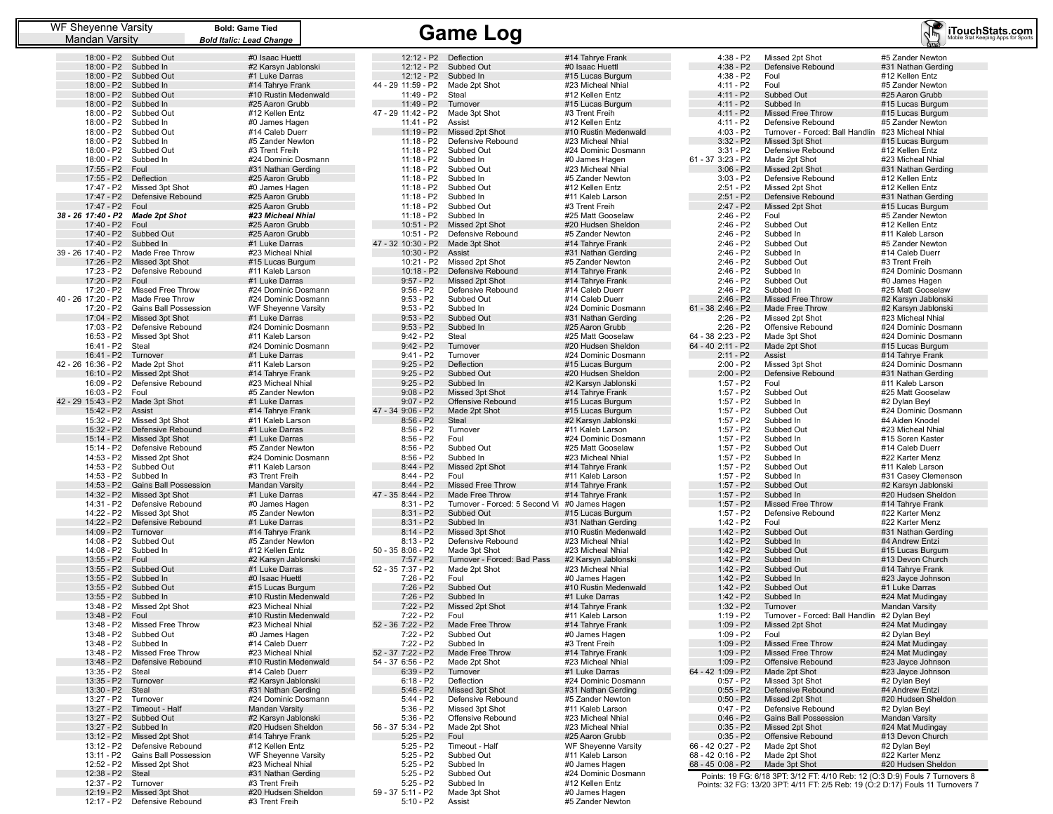| WF Sheyenne Varsity | Bold: Game Tied |
|---|---|
| Mandan Varsity | ***Bold Italic: Lead Change*** |

# Game Log

iTouchStats.com
Mobile Stat Keeping Apps for Sports

| Score | Time | Event | Player |
|---|---|---|---|
| | 18:00 - P2 | Subbed Out | #0 Isaac Huettl |
| | 18:00 - P2 | Subbed In | #2 Karsyn Jablonski |
| | 18:00 - P2 | Subbed Out | #1 Luke Darras |
| | 18:00 - P2 | Subbed In | #14 Tahrye Frank |
| | 18:00 - P2 | Subbed Out | #10 Rustin Medenwald |
| | 18:00 - P2 | Subbed In | #25 Aaron Grubb |
| | 18:00 - P2 | Subbed Out | #12 Kellen Entz |
| | 18:00 - P2 | Subbed In | #0 James Hagen |
| | 18:00 - P2 | Subbed Out | #14 Caleb Duerr |
| | 18:00 - P2 | Subbed In | #5 Zander Newton |
| | 18:00 - P2 | Subbed Out | #3 Trent Freih |
| | 18:00 - P2 | Subbed In | #24 Dominic Dosmann |
| | 17:55 - P2 | Foul | #31 Nathan Gerding |
| | 17:55 - P2 | Deflection | #25 Aaron Grubb |
| | 17:47 - P2 | Missed 3pt Shot | #0 James Hagen |
| | 17:47 - P2 | Defensive Rebound | #25 Aaron Grubb |
| | 17:47 - P2 | Foul | #25 Aaron Grubb |
| ***38 - 26*** | ***17:40 - P2*** | ***Made 2pt Shot*** | ***#23 Micheal Nhial*** |
| | 17:40 - P2 | Foul | #25 Aaron Grubb |
| | 17:40 - P2 | Subbed Out | #25 Aaron Grubb |
| | 17:40 - P2 | Subbed In | #1 Luke Darras |
| 39 - 26 | 17:40 - P2 | Made Free Throw | #23 Micheal Nhial |
| | 17:26 - P2 | Missed 3pt Shot | #15 Lucas Burgum |
| | 17:23 - P2 | Defensive Rebound | #11 Kaleb Larson |
| | 17:20 - P2 | Foul | #1 Luke Darras |
| | 17:20 - P2 | Missed Free Throw | #24 Dominic Dosmann |
| 40 - 26 | 17:20 - P2 | Made Free Throw | #24 Dominic Dosmann |
| | 17:20 - P2 | Gains Ball Possession | WF Sheyenne Varsity |
| | 17:04 - P2 | Missed 3pt Shot | #1 Luke Darras |
| | 17:03 - P2 | Defensive Rebound | #24 Dominic Dosmann |
| | 16:53 - P2 | Missed 3pt Shot | #11 Kaleb Larson |
| | 16:41 - P2 | Steal | #24 Dominic Dosmann |
| | 16:41 - P2 | Turnover | #1 Luke Darras |
| 42 - 26 | 16:36 - P2 | Made 2pt Shot | #11 Kaleb Larson |
| | 16:10 - P2 | Missed 2pt Shot | #14 Tahrye Frank |
| | 16:09 - P2 | Defensive Rebound | #23 Micheal Nhial |
| | 16:03 - P2 | Foul | #5 Zander Newton |
| 42 - 29 | 15:43 - P2 | Made 3pt Shot | #1 Luke Darras |
| | 15:42 - P2 | Assist | #14 Tahrye Frank |
| | 15:32 - P2 | Missed 3pt Shot | #11 Kaleb Larson |
| | 15:32 - P2 | Defensive Rebound | #1 Luke Darras |
| | 15:14 - P2 | Missed 3pt Shot | #1 Luke Darras |
| | 15:14 - P2 | Defensive Rebound | #5 Zander Newton |
| | 14:53 - P2 | Missed 2pt Shot | #24 Dominic Dosmann |
| | 14:53 - P2 | Subbed Out | #11 Kaleb Larson |
| | 14:53 - P2 | Subbed In | #3 Trent Freih |
| | 14:53 - P2 | Gains Ball Possession | Mandan Varsity |
| | 14:32 - P2 | Missed 3pt Shot | #1 Luke Darras |
| | 14:31 - P2 | Defensive Rebound | #0 James Hagen |
| | 14:22 - P2 | Missed 3pt Shot | #5 Zander Newton |
| | 14:22 - P2 | Defensive Rebound | #1 Luke Darras |
| | 14:09 - P2 | Turnover | #14 Tahrye Frank |
| | 14:08 - P2 | Subbed Out | #5 Zander Newton |
| | 14:08 - P2 | Subbed In | #12 Kellen Entz |
| | 13:55 - P2 | Foul | #2 Karsyn Jablonski |
| | 13:55 - P2 | Subbed Out | #1 Luke Darras |
| | 13:55 - P2 | Subbed In | #0 Isaac Huettl |
| | 13:55 - P2 | Subbed Out | #15 Lucas Burgum |
| | 13:55 - P2 | Subbed In | #10 Rustin Medenwald |
| | 13:48 - P2 | Missed 2pt Shot | #23 Micheal Nhial |
| | 13:48 - P2 | Foul | #10 Rustin Medenwald |
| | 13:48 - P2 | Missed Free Throw | #23 Micheal Nhial |
| | 13:48 - P2 | Subbed Out | #0 James Hagen |
| | 13:48 - P2 | Subbed In | #14 Caleb Duerr |
| | 13:48 - P2 | Missed Free Throw | #23 Micheal Nhial |
| | 13:48 - P2 | Defensive Rebound | #10 Rustin Medenwald |
| | 13:35 - P2 | Steal | #14 Caleb Duerr |
| | 13:35 - P2 | Turnover | #2 Karsyn Jablonski |
| | 13:30 - P2 | Steal | #31 Nathan Gerding |
| | 13:27 - P2 | Turnover | #24 Dominic Dosmann |
| | 13:27 - P2 | Timeout - Half | Mandan Varsity |
| | 13:27 - P2 | Subbed Out | #2 Karsyn Jablonski |
| | 13:27 - P2 | Subbed In | #20 Hudsen Sheldon |
| | 13:12 - P2 | Missed 2pt Shot | #14 Tahrye Frank |
| | 13:12 - P2 | Defensive Rebound | #12 Kellen Entz |
| | 13:11 - P2 | Gains Ball Possession | WF Sheyenne Varsity |
| | 12:52 - P2 | Missed 2pt Shot | #23 Micheal Nhial |
| | 12:38 - P2 | Steal | #31 Nathan Gerding |
| | 12:37 - P2 | Turnover | #3 Trent Freih |
| | 12:19 - P2 | Missed 3pt Shot | #20 Hudsen Sheldon |
| | 12:17 - P2 | Defensive Rebound | #3 Trent Freih |
| | 12:12 - P2 | Deflection | #14 Tahrye Frank |
| | 12:12 - P2 | Subbed Out | #0 Isaac Huettl |
| | 12:12 - P2 | Subbed In | #15 Lucas Burgum |
| 44 - 29 | 11:59 - P2 | Made 2pt Shot | #23 Micheal Nhial |
| | 11:49 - P2 | Steal | #12 Kellen Entz |
| | 11:49 - P2 | Turnover | #15 Lucas Burgum |
| 47 - 29 | 11:42 - P2 | Made 3pt Shot | #3 Trent Freih |
| | 11:41 - P2 | Assist | #12 Kellen Entz |
| | 11:19 - P2 | Missed 2pt Shot | #10 Rustin Medenwald |
| | 11:18 - P2 | Defensive Rebound | #23 Micheal Nhial |
| | 11:18 - P2 | Subbed Out | #24 Dominic Dosmann |
| | 11:18 - P2 | Subbed In | #0 James Hagen |
| | 11:18 - P2 | Subbed Out | #23 Micheal Nhial |
| | 11:18 - P2 | Subbed In | #5 Zander Newton |
| | 11:18 - P2 | Subbed Out | #12 Kellen Entz |
| | 11:18 - P2 | Subbed In | #11 Kaleb Larson |
| | 11:18 - P2 | Subbed Out | #3 Trent Freih |
| | 11:18 - P2 | Subbed In | #25 Matt Gooselaw |
| | 10:51 - P2 | Missed 2pt Shot | #20 Hudsen Sheldon |
| | 10:51 - P2 | Defensive Rebound | #5 Zander Newton |
| 47 - 32 | 10:30 - P2 | Made 3pt Shot | #14 Tahrye Frank |
| | 10:30 - P2 | Assist | #31 Nathan Gerding |
| | 10:21 - P2 | Missed 2pt Shot | #5 Zander Newton |
| | 10:18 - P2 | Defensive Rebound | #14 Tahrye Frank |
| | 9:57 - P2 | Missed 2pt Shot | #14 Tahrye Frank |
| | 9:56 - P2 | Defensive Rebound | #14 Caleb Duerr |
| | 9:53 - P2 | Subbed Out | #14 Caleb Duerr |
| | 9:53 - P2 | Subbed In | #24 Dominic Dosmann |
| | 9:53 - P2 | Subbed Out | #31 Nathan Gerding |
| | 9:53 - P2 | Subbed In | #25 Aaron Grubb |
| | 9:42 - P2 | Steal | #25 Matt Gooselaw |
| | 9:42 - P2 | Turnover | #20 Hudsen Sheldon |
| | 9:41 - P2 | Turnover | #24 Dominic Dosmann |
| | 9:25 - P2 | Deflection | #15 Lucas Burgum |
| | 9:25 - P2 | Subbed Out | #20 Hudsen Sheldon |
| | 9:25 - P2 | Subbed In | #2 Karsyn Jablonski |
| | 9:08 - P2 | Missed 3pt Shot | #14 Tahrye Frank |
| | 9:07 - P2 | Offensive Rebound | #15 Lucas Burgum |
| 47 - 34 | 9:06 - P2 | Made 2pt Shot | #15 Lucas Burgum |
| | 8:56 - P2 | Steal | #2 Karsyn Jablonski |
| | 8:56 - P2 | Turnover | #11 Kaleb Larson |
| | 8:56 - P2 | Foul | #24 Dominic Dosmann |
| | 8:56 - P2 | Subbed Out | #25 Matt Gooselaw |
| | 8:56 - P2 | Subbed In | #23 Micheal Nhial |
| | 8:44 - P2 | Missed 2pt Shot | #14 Tahrye Frank |
| | 8:44 - P2 | Foul | #11 Kaleb Larson |
| | 8:44 - P2 | Missed Free Throw | #14 Tahrye Frank |
| 47 - 35 | 8:44 - P2 | Made Free Throw | #14 Tahrye Frank |
| | 8:31 - P2 | Turnover - Forced: 5 Second Vi | #0 James Hagen |
| | 8:31 - P2 | Subbed Out | #15 Lucas Burgum |
| | 8:31 - P2 | Subbed In | #31 Nathan Gerding |
| | 8:14 - P2 | Missed 3pt Shot | #10 Rustin Medenwald |
| | 8:13 - P2 | Defensive Rebound | #23 Micheal Nhial |
| 50 - 35 | 8:06 - P2 | Made 3pt Shot | #23 Micheal Nhial |
| | 7:57 - P2 | Turnover - Forced: Bad Pass | #2 Karsyn Jablonski |
| 52 - 35 | 7:37 - P2 | Made 2pt Shot | #23 Micheal Nhial |
| | 7:26 - P2 | Foul | #0 James Hagen |
| | 7:26 - P2 | Subbed Out | #10 Rustin Medenwald |
| | 7:26 - P2 | Subbed In | #1 Luke Darras |
| | 7:22 - P2 | Missed 2pt Shot | #14 Tahrye Frank |
| | 7:22 - P2 | Foul | #11 Kaleb Larson |
| 52 - 36 | 7:22 - P2 | Made Free Throw | #14 Tahrye Frank |
| | 7:22 - P2 | Subbed Out | #0 James Hagen |
| | 7:22 - P2 | Subbed In | #3 Trent Freih |
| 52 - 37 | 7:22 - P2 | Made Free Throw | #14 Tahrye Frank |
| 54 - 37 | 6:56 - P2 | Made 2pt Shot | #23 Micheal Nhial |
| | 6:39 - P2 | Turnover | #1 Luke Darras |
| | 6:18 - P2 | Deflection | #24 Dominic Dosmann |
| | 5:46 - P2 | Missed 3pt Shot | #31 Nathan Gerding |
| | 5:44 - P2 | Defensive Rebound | #5 Zander Newton |
| | 5:36 - P2 | Missed 3pt Shot | #11 Kaleb Larson |
| | 5:36 - P2 | Offensive Rebound | #23 Micheal Nhial |
| 56 - 37 | 5:34 - P2 | Made 2pt Shot | #23 Micheal Nhial |
| | 5:25 - P2 | Foul | #25 Aaron Grubb |
| | 5:25 - P2 | Timeout - Half | WF Sheyenne Varsity |
| | 5:25 - P2 | Subbed Out | #11 Kaleb Larson |
| | 5:25 - P2 | Subbed In | #0 James Hagen |
| | 5:25 - P2 | Subbed Out | #24 Dominic Dosmann |
| | 5:25 - P2 | Subbed In | #12 Kellen Entz |
| 59 - 37 | 5:11 - P2 | Made 3pt Shot | #0 James Hagen |
| | 5:10 - P2 | Assist | #5 Zander Newton |
| | 4:38 - P2 | Missed 2pt Shot | #5 Zander Newton |
| | 4:38 - P2 | Defensive Rebound | #31 Nathan Gerding |
| | 4:38 - P2 | Foul | #12 Kellen Entz |
| | 4:11 - P2 | Foul | #5 Zander Newton |
| | 4:11 - P2 | Subbed Out | #25 Aaron Grubb |
| | 4:11 - P2 | Subbed In | #15 Lucas Burgum |
| | 4:11 - P2 | Missed Free Throw | #15 Lucas Burgum |
| | 4:11 - P2 | Defensive Rebound | #5 Zander Newton |
| | 4:03 - P2 | Turnover - Forced: Ball Handlin | #23 Micheal Nhial |
| | 3:32 - P2 | Missed 3pt Shot | #15 Lucas Burgum |
| | 3:31 - P2 | Defensive Rebound | #12 Kellen Entz |
| 61 - 37 | 3:23 - P2 | Made 2pt Shot | #23 Micheal Nhial |
| | 3:06 - P2 | Missed 2pt Shot | #31 Nathan Gerding |
| | 3:03 - P2 | Defensive Rebound | #12 Kellen Entz |
| | 2:51 - P2 | Missed 2pt Shot | #12 Kellen Entz |
| | 2:51 - P2 | Defensive Rebound | #31 Nathan Gerding |
| | 2:47 - P2 | Missed 2pt Shot | #15 Lucas Burgum |
| | 2:46 - P2 | Foul | #5 Zander Newton |
| | 2:46 - P2 | Subbed Out | #12 Kellen Entz |
| | 2:46 - P2 | Subbed In | #11 Kaleb Larson |
| | 2:46 - P2 | Subbed Out | #5 Zander Newton |
| | 2:46 - P2 | Subbed In | #14 Caleb Duerr |
| | 2:46 - P2 | Subbed Out | #3 Trent Freih |
| | 2:46 - P2 | Subbed In | #24 Dominic Dosmann |
| | 2:46 - P2 | Subbed Out | #0 James Hagen |
| | 2:46 - P2 | Subbed In | #25 Matt Gooselaw |
| | 2:46 - P2 | Missed Free Throw | #2 Karsyn Jablonski |
| 61 - 38 | 2:46 - P2 | Made Free Throw | #2 Karsyn Jablonski |
| | 2:26 - P2 | Missed 2pt Shot | #23 Micheal Nhial |
| | 2:26 - P2 | Offensive Rebound | #24 Dominic Dosmann |
| 64 - 38 | 2:23 - P2 | Made 3pt Shot | #24 Dominic Dosmann |
| 64 - 40 | 2:11 - P2 | Made 2pt Shot | #15 Lucas Burgum |
| | 2:11 - P2 | Assist | #14 Tahrye Frank |
| | 2:00 - P2 | Missed 3pt Shot | #24 Dominic Dosmann |
| | 2:00 - P2 | Defensive Rebound | #31 Nathan Gerding |
| | 1:57 - P2 | Foul | #11 Kaleb Larson |
| | 1:57 - P2 | Subbed Out | #25 Matt Gooselaw |
| | 1:57 - P2 | Subbed In | #2 Dylan Beyl |
| | 1:57 - P2 | Subbed Out | #24 Dominic Dosmann |
| | 1:57 - P2 | Subbed In | #4 Aiden Knodel |
| | 1:57 - P2 | Subbed Out | #23 Micheal Nhial |
| | 1:57 - P2 | Subbed In | #15 Soren Kaster |
| | 1:57 - P2 | Subbed Out | #14 Caleb Duerr |
| | 1:57 - P2 | Subbed In | #22 Karter Menz |
| | 1:57 - P2 | Subbed Out | #11 Kaleb Larson |
| | 1:57 - P2 | Subbed In | #31 Casey Clemenson |
| | 1:57 - P2 | Subbed Out | #2 Karsyn Jablonski |
| | 1:57 - P2 | Subbed In | #20 Hudsen Sheldon |
| | 1:57 - P2 | Missed Free Throw | #14 Tahrye Frank |
| | 1:57 - P2 | Defensive Rebound | #22 Karter Menz |
| | 1:42 - P2 | Foul | #22 Karter Menz |
| | 1:42 - P2 | Subbed Out | #31 Nathan Gerding |
| | 1:42 - P2 | Subbed In | #4 Andrew Entzi |
| | 1:42 - P2 | Subbed Out | #15 Lucas Burgum |
| | 1:42 - P2 | Subbed In | #13 Devon Church |
| | 1:42 - P2 | Subbed Out | #14 Tahrye Frank |
| | 1:42 - P2 | Subbed In | #23 Jayce Johnson |
| | 1:42 - P2 | Subbed Out | #1 Luke Darras |
| | 1:42 - P2 | Subbed In | #24 Mat Mudingay |
| | 1:32 - P2 | Turnover | Mandan Varsity |
| | 1:19 - P2 | Turnover - Forced: Ball Handlin | #2 Dylan Beyl |
| | 1:09 - P2 | Missed 2pt Shot | #24 Mat Mudingay |
| | 1:09 - P2 | Foul | #2 Dylan Beyl |
| | 1:09 - P2 | Missed Free Throw | #24 Mat Mudingay |
| | 1:09 - P2 | Missed Free Throw | #24 Mat Mudingay |
| | 1:09 - P2 | Offensive Rebound | #23 Jayce Johnson |
| 64 - 42 | 1:09 - P2 | Made 2pt Shot | #23 Jayce Johnson |
| | 0:57 - P2 | Missed 3pt Shot | #2 Dylan Beyl |
| | 0:55 - P2 | Defensive Rebound | #4 Andrew Entzi |
| | 0:50 - P2 | Missed 2pt Shot | #20 Hudsen Sheldon |
| | 0:47 - P2 | Defensive Rebound | #2 Dylan Beyl |
| | 0:46 - P2 | Gains Ball Possession | Mandan Varsity |
| | 0:35 - P2 | Missed 2pt Shot | #24 Mat Mudingay |
| | 0:35 - P2 | Offensive Rebound | #13 Devon Church |
| 66 - 42 | 0:27 - P2 | Made 2pt Shot | #2 Dylan Beyl |
| 68 - 42 | 0:16 - P2 | Made 2pt Shot | #22 Karter Menz |
| 68 - 45 | 0:08 - P2 | Made 3pt Shot | #20 Hudsen Sheldon |

Points: 19 FG: 6/18 3PT: 3/12 FT: 4/10 Reb: 12 (O:3 D:9) Fouls 7 Turnovers 8
Points: 32 FG: 13/20 3PT: 4/11 FT: 2/5 Reb: 19 (O:2 D:17) Fouls 11 Turnovers 7